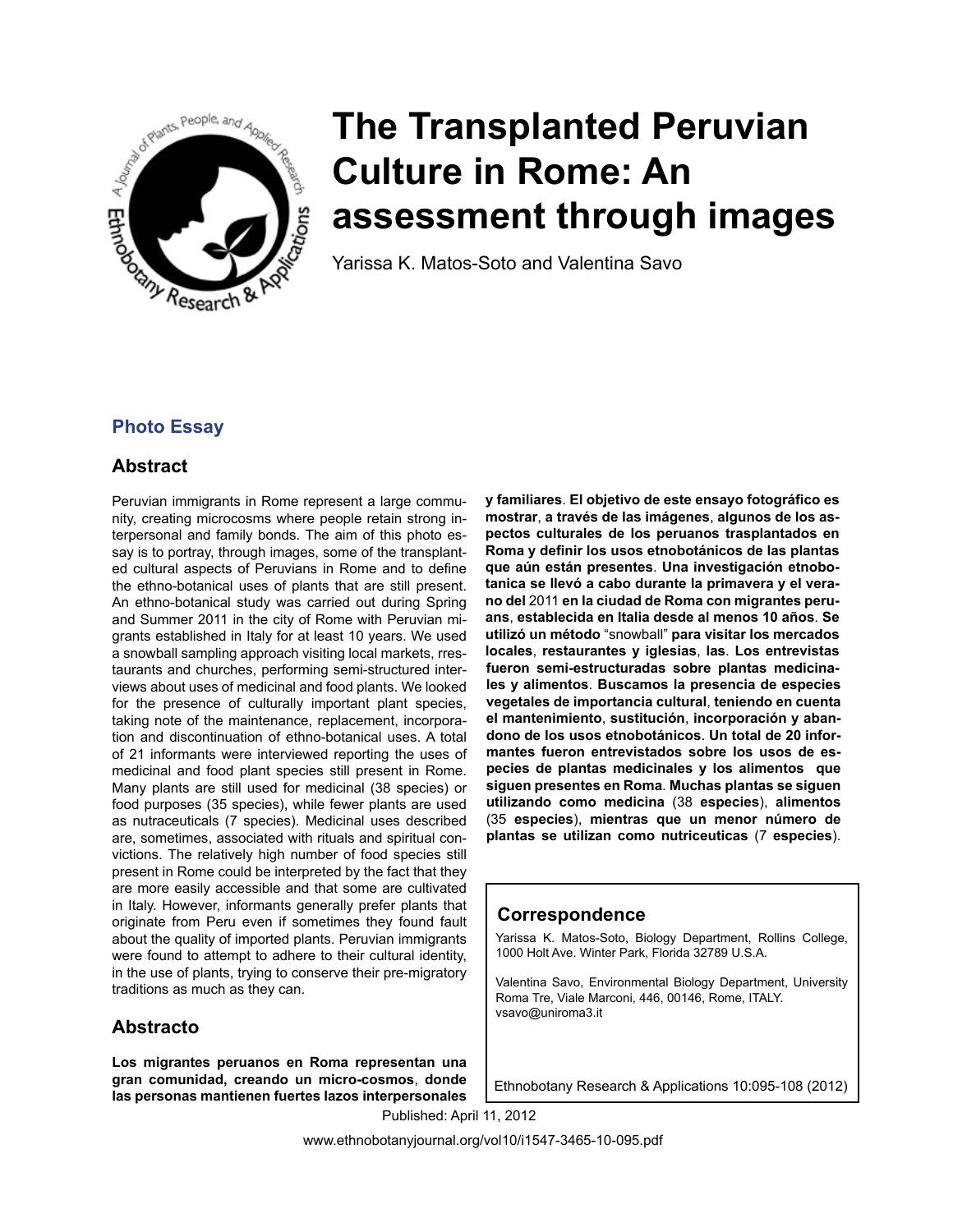# The Transplanted Peruvian Culture in Rome: An assessment through images

Yarissa K. Matos-Soto and Valentina Savo

## Photo Essay

## Abstract

Peruvian immigrants in Rome represent a large community, creating microcosms where people retain strong interpersonal and family bonds. The aim of this photo essay is to portray, through images, some of the transplanted cultural aspects of Peruvians in Rome and to define the ethno-botanical uses of plants that are still present. An ethno-botanical study was carried out during Spring and Summer 2011 in the city of Rome with Peruvian migrants established in Italy for at least 10 years. We used a snowball sampling approach visiting local markets, rrestaurants and churches, performing semi-structured interviews about uses of medicinal and food plants. We looked for the presence of culturally important plant species, taking note of the maintenance, replacement, incorporation and discontinuation of ethno-botanical uses. A total of 21 informants were interviewed reporting the uses of medicinal and food plant species still present in Rome. Many plants are still used for medicinal (38 species) or food purposes (35 species), while fewer plants are used as nutraceuticals (7 species). Medicinal uses described are, sometimes, associated with rituals and spiritual convictions. The relatively high number of food species still present in Rome could be interpreted by the fact that they are more easily accessible and that some are cultivated in Italy. However, informants generally prefer plants that originate from Peru even if sometimes they found fault about the quality of imported plants. Peruvian immigrants were found to attempt to adhere to their cultural identity, in the use of plants, trying to conserve their pre-migratory traditions as much as they can.

## Abstracto

**Los migrantes peruanos en Roma representan una gran comunidad, creando un micro-cosmos**, **donde las personas mantienen fuertes lazos interpersonales y familiares**. **El objetivo de este ensayo fotográfico es mostrar**, **a través de las imágenes**, **algunos de los aspectos culturales de los peruanos trasplantados en Roma y definir los usos etnobotánicos de las plantas que aún están presentes**. **Una investigación etnobotanica se llevó a cabo durante la primavera y el verano del** 2011 **en la ciudad de Roma con migrantes peruans**, **establecida en Italia desde al menos 10 años**. **Se utilizó un método** "snowball" **para visitar los mercados locales**, **restaurantes y iglesias**, **las**. **Los entrevistas fueron semi-estructuradas sobre plantas medicinales y alimentos**. **Buscamos la presencia de especies vegetales de importancia cultural**, **teniendo en cuenta el mantenimiento**, **sustitución**, **incorporación y abandono de los usos etnobotánicos**. **Un total de 20 informantes fueron entrevistados sobre los usos de especies de plantas medicinales y los alimentos que siguen presentes en Roma**. **Muchas plantas se siguen utilizando como medicina** (38 **especies**), **alimentos** (35 **especies**), **mientras que un menor número de plantas se utilizan como nutriceuticas** (7 **especies**).

## Correspondence

Yarissa K. Matos-Soto, Biology Department, Rollins College, 1000 Holt Ave. Winter Park, Florida 32789 U.S.A.

Valentina Savo, Environmental Biology Department, University Roma Tre, Viale Marconi, 446, 00146, Rome, ITALY. vsavo@uniroma3.it

Ethnobotany Research & Applications 10:095-108 (2012)

Published: April 11, 2012

www.ethnobotanyjournal.org/vol10/i1547-3465-10-095.pdf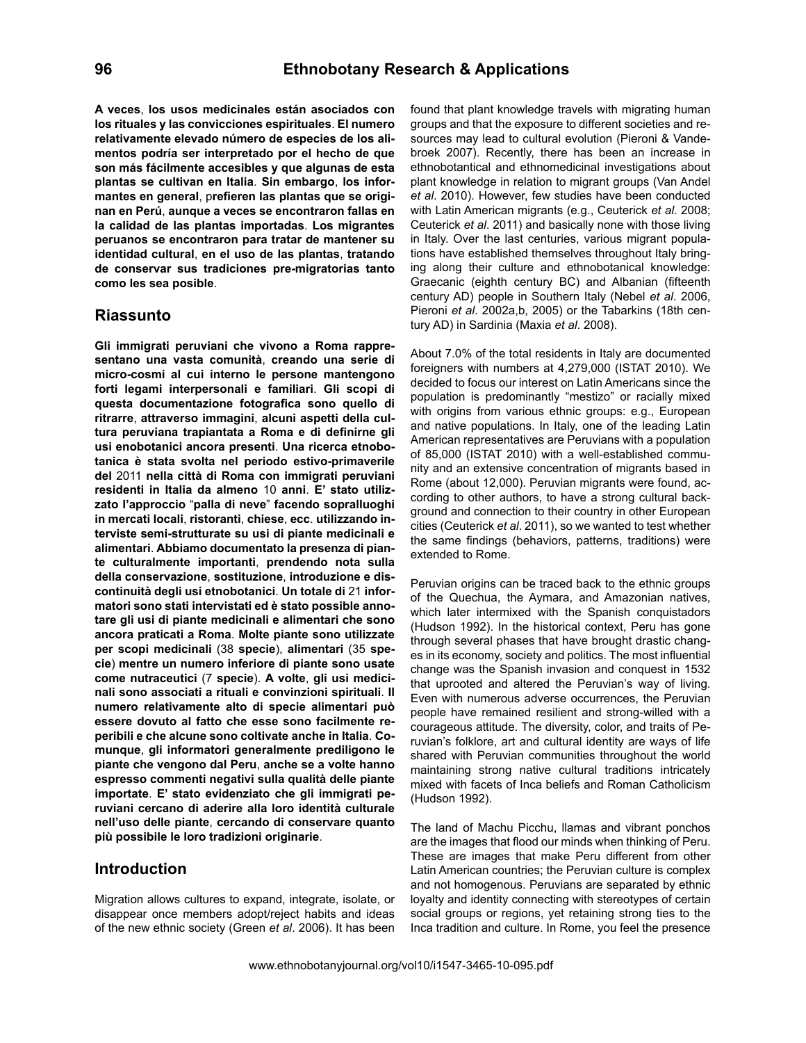**A veces**, **los usos medicinales están asociados con los rituales y las convicciones espirituales**. **El numero relativamente elevado número de especies de los alimentos podría ser interpretado por el hecho de que son más fácilmente accesibles y que algunas de esta plantas se cultivan en Italia**. **Sin embargo**, **los informantes en general**, p**refieren las plantas que se originan en Perú**, **aunque a veces se encontraron fallas en la calidad de las plantas importadas**. **Los migrantes peruanos se encontraron para tratar de mantener su identidad cultural**, **en el uso de las plantas**, **tratando de conservar sus tradiciones pre-migratorias tanto como les sea posible**.

## Riassunto

**Gli immigrati peruviani che vivono a Roma rappresentano una vasta comunità**, **creando una serie di micro-cosmi al cui interno le persone mantengono forti legami interpersonali e familiari**. **Gli scopi di questa documentazione fotografica sono quello di ritrarre**, **attraverso immagini**, **alcuni aspetti della cultura peruviana trapiantata a Roma e di definirne gli usi enobotanici ancora presenti**. **Una ricerca etnobotanica è stata svolta nel periodo estivo-primaverile del** 2011 **nella città di Roma con immigrati peruviani residenti in Italia da almeno** 10 **anni**. **E' stato utilizzato l'approccio** "**palla di neve**" **facendo sopralluoghi in mercati locali**, **ristoranti**, **chiese**, **ecc**. **utilizzando interviste semi-strutturate su usi di piante medicinali e alimentari**. **Abbiamo documentato la presenza di piante culturalmente importanti**, **prendendo nota sulla della conservazione**, **sostituzione**, **introduzione e discontinuità degli usi etnobotanici**. **Un totale di** 21 **informatori sono stati intervistati ed è stato possibile annotare gli usi di piante medicinali e alimentari che sono ancora praticati a Roma**. **Molte piante sono utilizzate per scopi medicinali** (38 **specie**), **alimentari** (35 **specie**) **mentre un numero inferiore di piante sono usate come nutraceutici** (7 **specie**). **A volte**, **gli usi medicinali sono associati a rituali e convinzioni spirituali**. **Il numero relativamente alto di specie alimentari può essere dovuto al fatto che esse sono facilmente reperibili e che alcune sono coltivate anche in Italia**. **Comunque**, **gli informatori generalmente prediligono le piante che vengono dal Peru**, **anche se a volte hanno espresso commenti negativi sulla qualità delle piante importate**. **E' stato evidenziato che gli immigrati peruviani cercano di aderire alla loro identità culturale nell'uso delle piante**, **cercando di conservare quanto più possibile le loro tradizioni originarie**.

## Introduction

Migration allows cultures to expand, integrate, isolate, or disappear once members adopt/reject habits and ideas of the new ethnic society (Green *et al*. 2006). It has been found that plant knowledge travels with migrating human groups and that the exposure to different societies and resources may lead to cultural evolution (Pieroni & Vandebroek 2007). Recently, there has been an increase in ethnobotantical and ethnomedicinal investigations about plant knowledge in relation to migrant groups (Van Andel *et al*. 2010). However, few studies have been conducted with Latin American migrants (e.g., Ceuterick *et al*. 2008; Ceuterick *et al*. 2011) and basically none with those living in Italy. Over the last centuries, various migrant populations have established themselves throughout Italy bringing along their culture and ethnobotanical knowledge: Graecanic (eighth century BC) and Albanian (fifteenth century AD) people in Southern Italy (Nebel *et al*. 2006, Pieroni *et al*. 2002a,b, 2005) or the Tabarkins (18th century AD) in Sardinia (Maxia *et al*. 2008).

About 7.0% of the total residents in Italy are documented foreigners with numbers at 4,279,000 (ISTAT 2010). We decided to focus our interest on Latin Americans since the population is predominantly "mestizo" or racially mixed with origins from various ethnic groups: e.g., European and native populations. In Italy, one of the leading Latin American representatives are Peruvians with a population of 85,000 (ISTAT 2010) with a well-established community and an extensive concentration of migrants based in Rome (about 12,000). Peruvian migrants were found, according to other authors, to have a strong cultural background and connection to their country in other European cities (Ceuterick *et al*. 2011), so we wanted to test whether the same findings (behaviors, patterns, traditions) were extended to Rome.

Peruvian origins can be traced back to the ethnic groups of the Quechua, the Aymara, and Amazonian natives, which later intermixed with the Spanish conquistadors (Hudson 1992). In the historical context, Peru has gone through several phases that have brought drastic changes in its economy, society and politics. The most influential change was the Spanish invasion and conquest in 1532 that uprooted and altered the Peruvian's way of living. Even with numerous adverse occurrences, the Peruvian people have remained resilient and strong-willed with a courageous attitude. The diversity, color, and traits of Peruvian's folklore, art and cultural identity are ways of life shared with Peruvian communities throughout the world maintaining strong native cultural traditions intricately mixed with facets of Inca beliefs and Roman Catholicism (Hudson 1992).

The land of Machu Picchu, llamas and vibrant ponchos are the images that flood our minds when thinking of Peru. These are images that make Peru different from other Latin American countries; the Peruvian culture is complex and not homogenous. Peruvians are separated by ethnic loyalty and identity connecting with stereotypes of certain social groups or regions, yet retaining strong ties to the Inca tradition and culture. In Rome, you feel the presence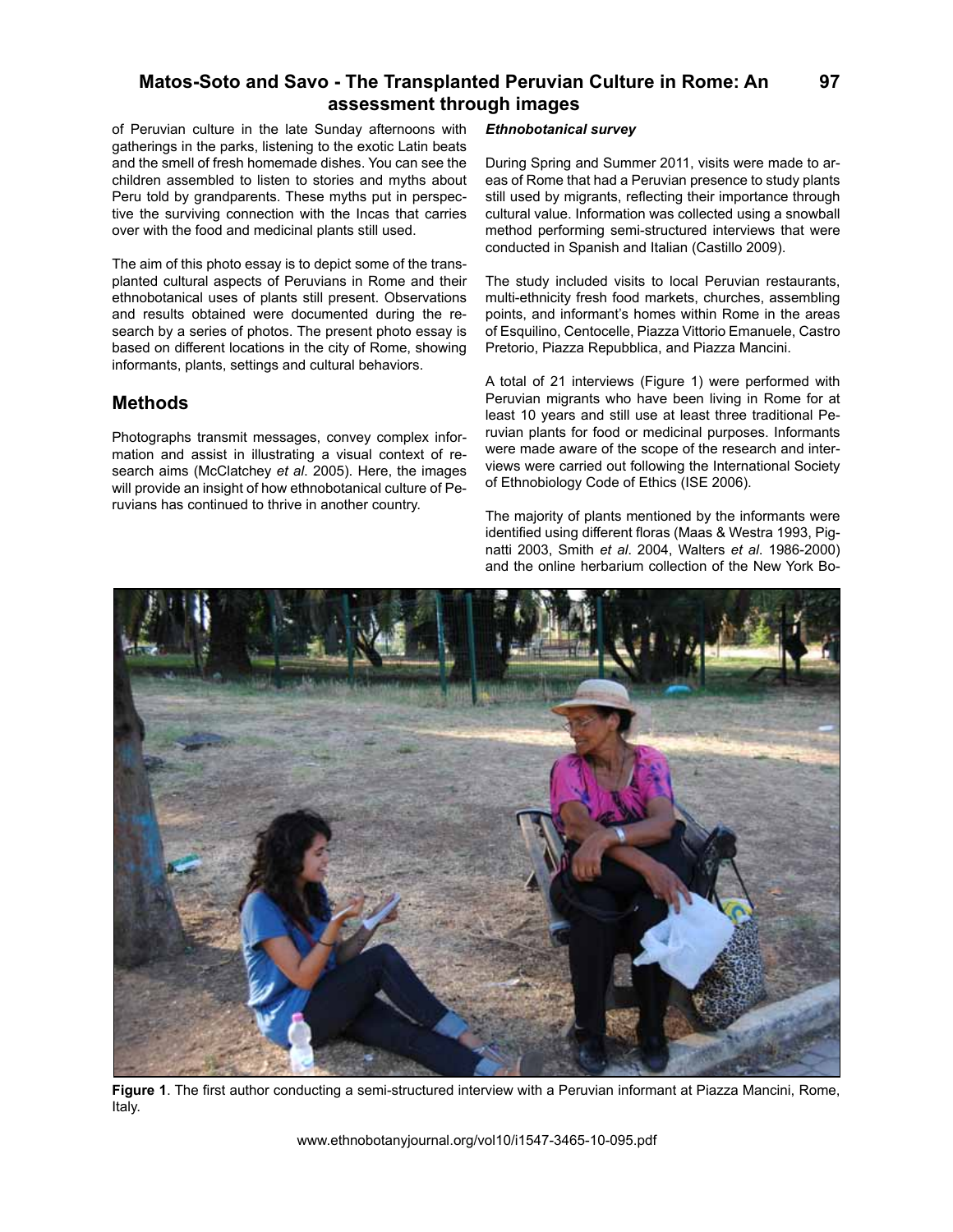of Peruvian culture in the late Sunday afternoons with gatherings in the parks, listening to the exotic Latin beats and the smell of fresh homemade dishes. You can see the children assembled to listen to stories and myths about Peru told by grandparents. These myths put in perspective the surviving connection with the Incas that carries over with the food and medicinal plants still used.

The aim of this photo essay is to depict some of the transplanted cultural aspects of Peruvians in Rome and their ethnobotanical uses of plants still present. Observations and results obtained were documented during the research by a series of photos. The present photo essay is based on different locations in the city of Rome, showing informants, plants, settings and cultural behaviors.

## Methods

Photographs transmit messages, convey complex information and assist in illustrating a visual context of research aims (McClatchey *et al*. 2005). Here, the images will provide an insight of how ethnobotanical culture of Peruvians has continued to thrive in another country.

### *Ethnobotanical survey*

During Spring and Summer 2011, visits were made to areas of Rome that had a Peruvian presence to study plants still used by migrants, reflecting their importance through cultural value. Information was collected using a snowball method performing semi-structured interviews that were conducted in Spanish and Italian (Castillo 2009).

The study included visits to local Peruvian restaurants, multi-ethnicity fresh food markets, churches, assembling points, and informant's homes within Rome in the areas of Esquilino, Centocelle, Piazza Vittorio Emanuele, Castro Pretorio, Piazza Repubblica, and Piazza Mancini.

A total of 21 interviews (Figure 1) were performed with Peruvian migrants who have been living in Rome for at least 10 years and still use at least three traditional Peruvian plants for food or medicinal purposes. Informants were made aware of the scope of the research and interviews were carried out following the International Society of Ethnobiology Code of Ethics (ISE 2006).

The majority of plants mentioned by the informants were identified using different floras (Maas & Westra 1993, Pignatti 2003, Smith *et al*. 2004, Walters *et al*. 1986-2000) and the online herbarium collection of the New York Bo-

**Figure 1**. The first author conducting a semi-structured interview with a Peruvian informant at Piazza Mancini, Rome, Italy.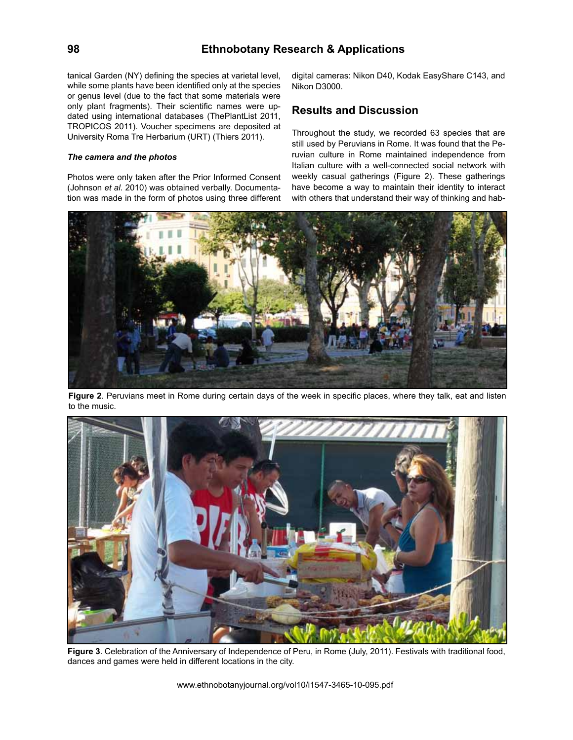tanical Garden (NY) defining the species at varietal level, while some plants have been identified only at the species or genus level (due to the fact that some materials were only plant fragments). Their scientific names were updated using international databases (ThePlantList 2011, TROPICOS 2011). Voucher specimens are deposited at University Roma Tre Herbarium (URT) (Thiers 2011).

### *The camera and the photos*

Photos were only taken after the Prior Informed Consent (Johnson *et al*. 2010) was obtained verbally. Documentation was made in the form of photos using three different digital cameras: Nikon D40, Kodak EasyShare C143, and Nikon D3000.

## Results and Discussion

Throughout the study, we recorded 63 species that are still used by Peruvians in Rome. It was found that the Peruvian culture in Rome maintained independence from Italian culture with a well-connected social network with weekly casual gatherings (Figure 2). These gatherings have become a way to maintain their identity to interact with others that understand their way of thinking and hab-

**Figure 2**. Peruvians meet in Rome during certain days of the week in specific places, where they talk, eat and listen to the music.

**Figure 3**. Celebration of the Anniversary of Independence of Peru, in Rome (July, 2011). Festivals with traditional food, dances and games were held in different locations in the city.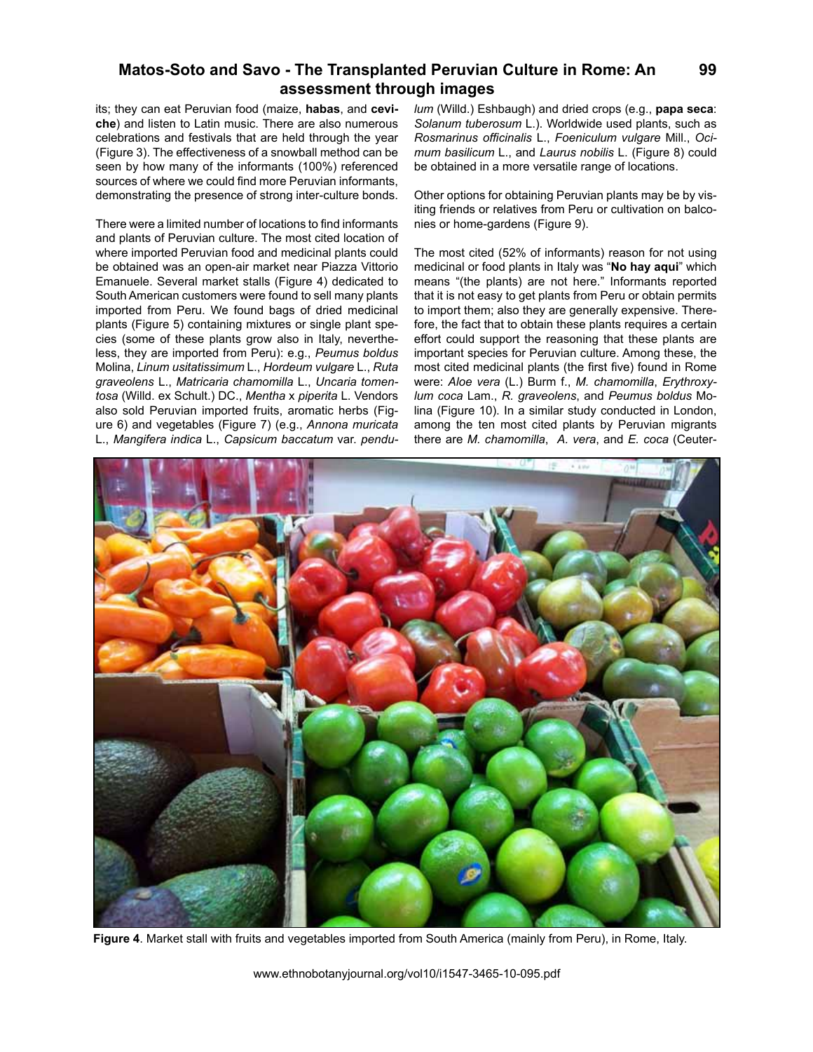its; they can eat Peruvian food (maize, **habas**, and **ceviche**) and listen to Latin music. There are also numerous celebrations and festivals that are held through the year (Figure 3). The effectiveness of a snowball method can be seen by how many of the informants (100%) referenced sources of where we could find more Peruvian informants, demonstrating the presence of strong inter-culture bonds.

There were a limited number of locations to find informants and plants of Peruvian culture. The most cited location of where imported Peruvian food and medicinal plants could be obtained was an open-air market near Piazza Vittorio Emanuele. Several market stalls (Figure 4) dedicated to South American customers were found to sell many plants imported from Peru. We found bags of dried medicinal plants (Figure 5) containing mixtures or single plant species (some of these plants grow also in Italy, nevertheless, they are imported from Peru): e.g., *Peumus boldus* Molina, *Linum usitatissimum* L., *Hordeum vulgare* L., *Ruta graveolens* L., *Matricaria chamomilla* L., *Uncaria tomentosa* (Willd. ex Schult.) DC., *Mentha* x *piperita* L. Vendors also sold Peruvian imported fruits, aromatic herbs (Figure 6) and vegetables (Figure 7) (e.g., *Annona muricata* L., *Mangifera indica* L., *Capsicum baccatum* var. *pendulum* (Willd.) Eshbaugh) and dried crops (e.g., **papa seca**: *Solanum tuberosum* L.). Worldwide used plants, such as *Rosmarinus officinalis* L., *Foeniculum vulgare* Mill., *Ocimum basilicum* L., and *Laurus nobilis* L. (Figure 8) could be obtained in a more versatile range of locations.

Other options for obtaining Peruvian plants may be by visiting friends or relatives from Peru or cultivation on balconies or home-gardens (Figure 9).

The most cited (52% of informants) reason for not using medicinal or food plants in Italy was "**No hay aqui**" which means "(the plants) are not here." Informants reported that it is not easy to get plants from Peru or obtain permits to import them; also they are generally expensive. Therefore, the fact that to obtain these plants requires a certain effort could support the reasoning that these plants are important species for Peruvian culture. Among these, the most cited medicinal plants (the first five) found in Rome were: *Aloe vera* (L.) Burm f., *M. chamomilla*, *Erythroxylum coca* Lam., *R. graveolens*, and *Peumus boldus* Molina (Figure 10). In a similar study conducted in London, among the ten most cited plants by Peruvian migrants there are *M. chamomilla*, *A. vera*, and *E. coca* (Ceuter-

**Figure 4**. Market stall with fruits and vegetables imported from South America (mainly from Peru), in Rome, Italy.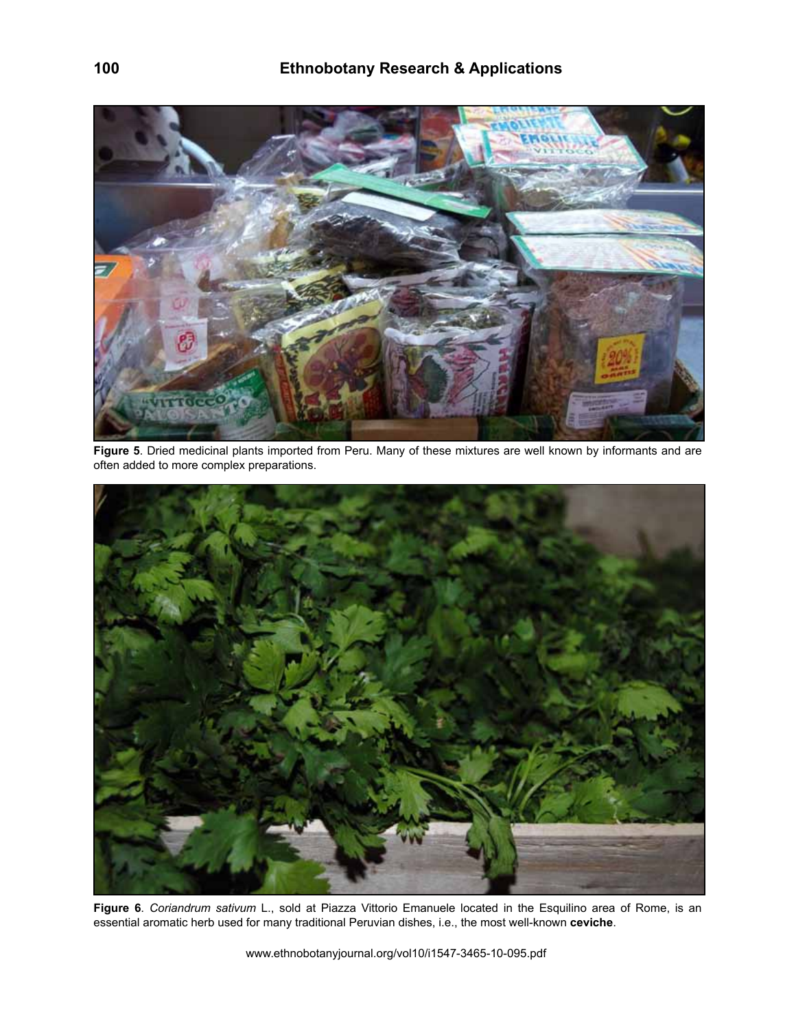**Figure 5**. Dried medicinal plants imported from Peru. Many of these mixtures are well known by informants and are often added to more complex preparations.

**Figure 6**. *Coriandrum sativum* L., sold at Piazza Vittorio Emanuele located in the Esquilino area of Rome, is an essential aromatic herb used for many traditional Peruvian dishes, i.e., the most well-known **ceviche**.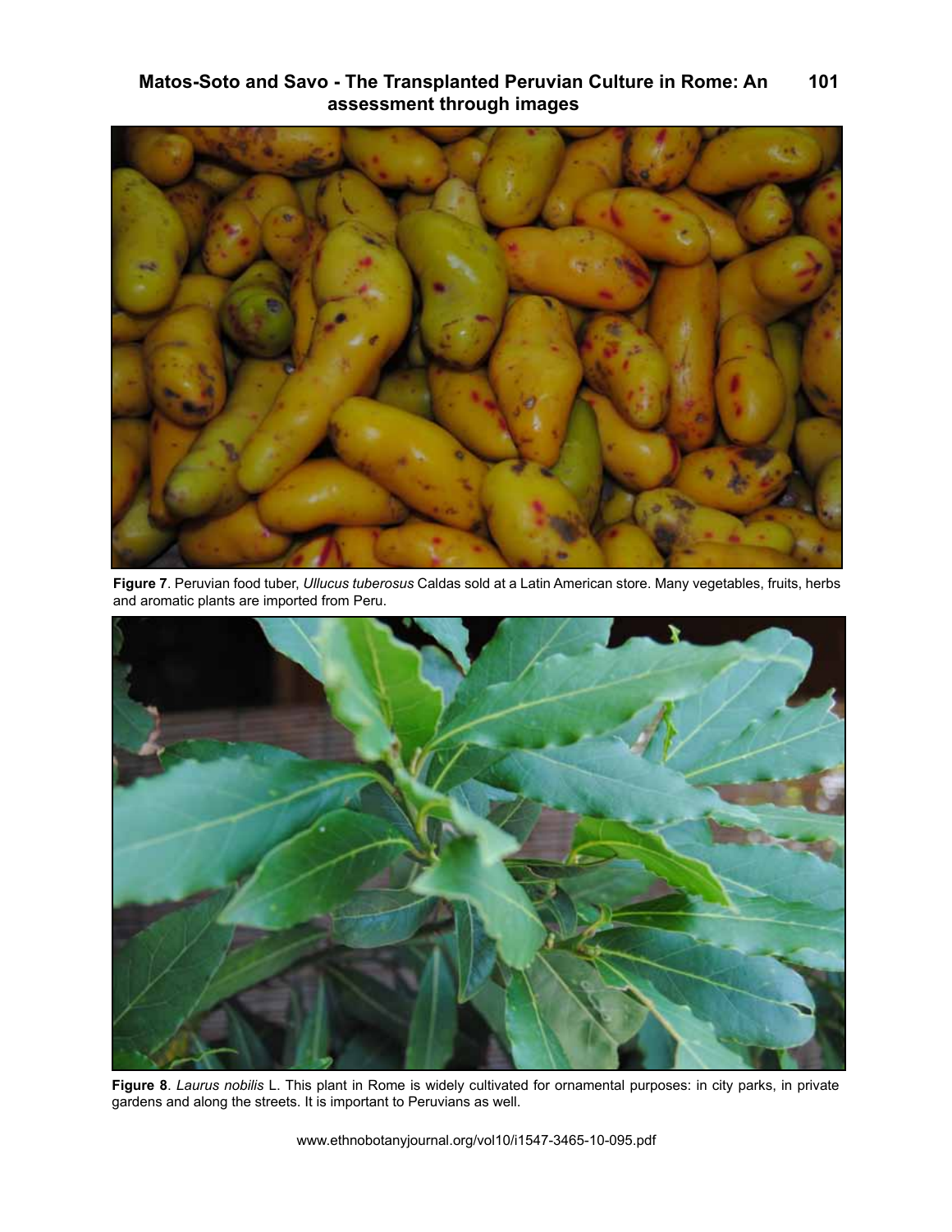**Figure 7**. Peruvian food tuber, *Ullucus tuberosus* Caldas sold at a Latin American store. Many vegetables, fruits, herbs and aromatic plants are imported from Peru.

**Figure 8**. *Laurus nobilis* L. This plant in Rome is widely cultivated for ornamental purposes: in city parks, in private gardens and along the streets. It is important to Peruvians as well.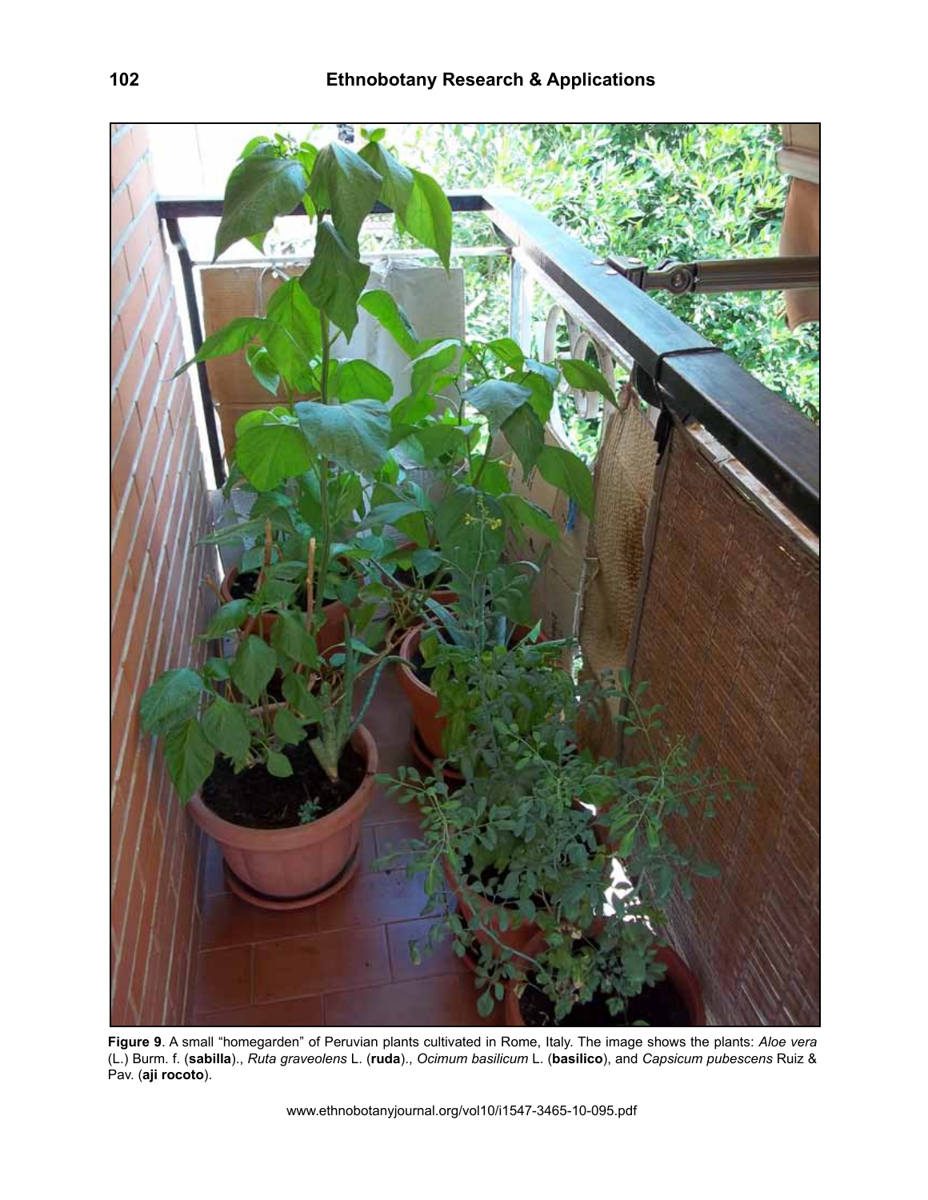**Figure 9**. A small "homegarden" of Peruvian plants cultivated in Rome, Italy. The image shows the plants: *Aloe vera* (L.) Burm. f. (**sabilla**)., *Ruta graveolens* L. (**ruda**)., *Ocimum basilicum* L. (**basilico**), and *Capsicum pubescens* Ruiz & Pav. (**aji rocoto**).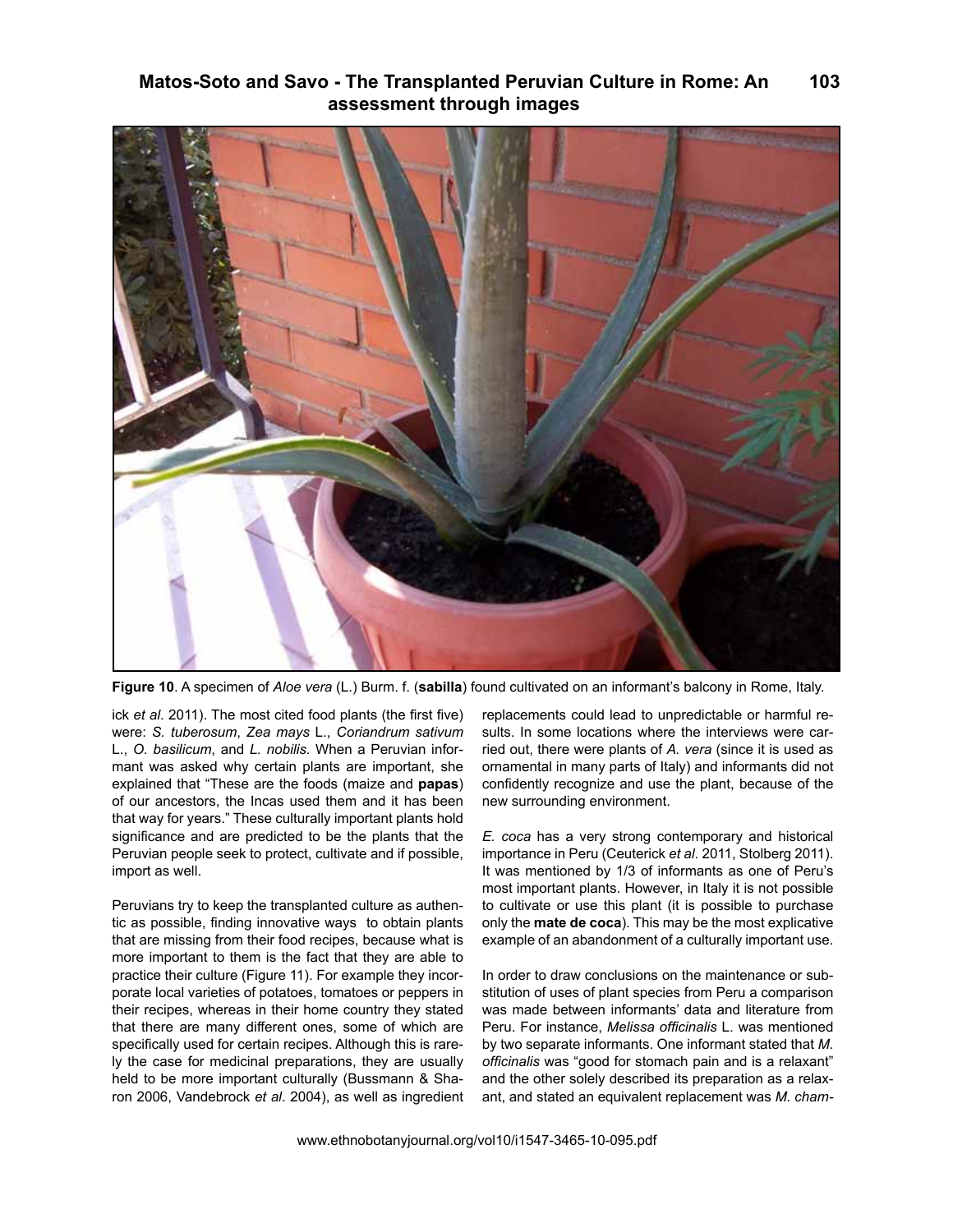**Figure 10**. A specimen of *Aloe vera* (L.) Burm. f. (**sabilla**) found cultivated on an informant's balcony in Rome, Italy.

ick *et al*. 2011). The most cited food plants (the first five) were: *S. tuberosum*, *Zea mays* L., *Coriandrum sativum* L., *O. basilicum*, and *L. nobilis*. When a Peruvian informant was asked why certain plants are important, she explained that "These are the foods (maize and **papas**) of our ancestors, the Incas used them and it has been that way for years." These culturally important plants hold significance and are predicted to be the plants that the Peruvian people seek to protect, cultivate and if possible, import as well.

Peruvians try to keep the transplanted culture as authentic as possible, finding innovative ways to obtain plants that are missing from their food recipes, because what is more important to them is the fact that they are able to practice their culture (Figure 11). For example they incorporate local varieties of potatoes, tomatoes or peppers in their recipes, whereas in their home country they stated that there are many different ones, some of which are specifically used for certain recipes. Although this is rarely the case for medicinal preparations, they are usually held to be more important culturally (Bussmann & Sharon 2006, Vandebrock *et al*. 2004), as well as ingredient replacements could lead to unpredictable or harmful results. In some locations where the interviews were carried out, there were plants of *A. vera* (since it is used as ornamental in many parts of Italy) and informants did not confidently recognize and use the plant, because of the new surrounding environment.

*E. coca* has a very strong contemporary and historical importance in Peru (Ceuterick *et al*. 2011, Stolberg 2011). It was mentioned by 1/3 of informants as one of Peru's most important plants. However, in Italy it is not possible to cultivate or use this plant (it is possible to purchase only the **mate de coca**). This may be the most explicative example of an abandonment of a culturally important use.

In order to draw conclusions on the maintenance or substitution of uses of plant species from Peru a comparison was made between informants' data and literature from Peru. For instance, *Melissa officinalis* L. was mentioned by two separate informants. One informant stated that *M. officinalis* was "good for stomach pain and is a relaxant" and the other solely described its preparation as a relaxant, and stated an equivalent replacement was *M. cham-*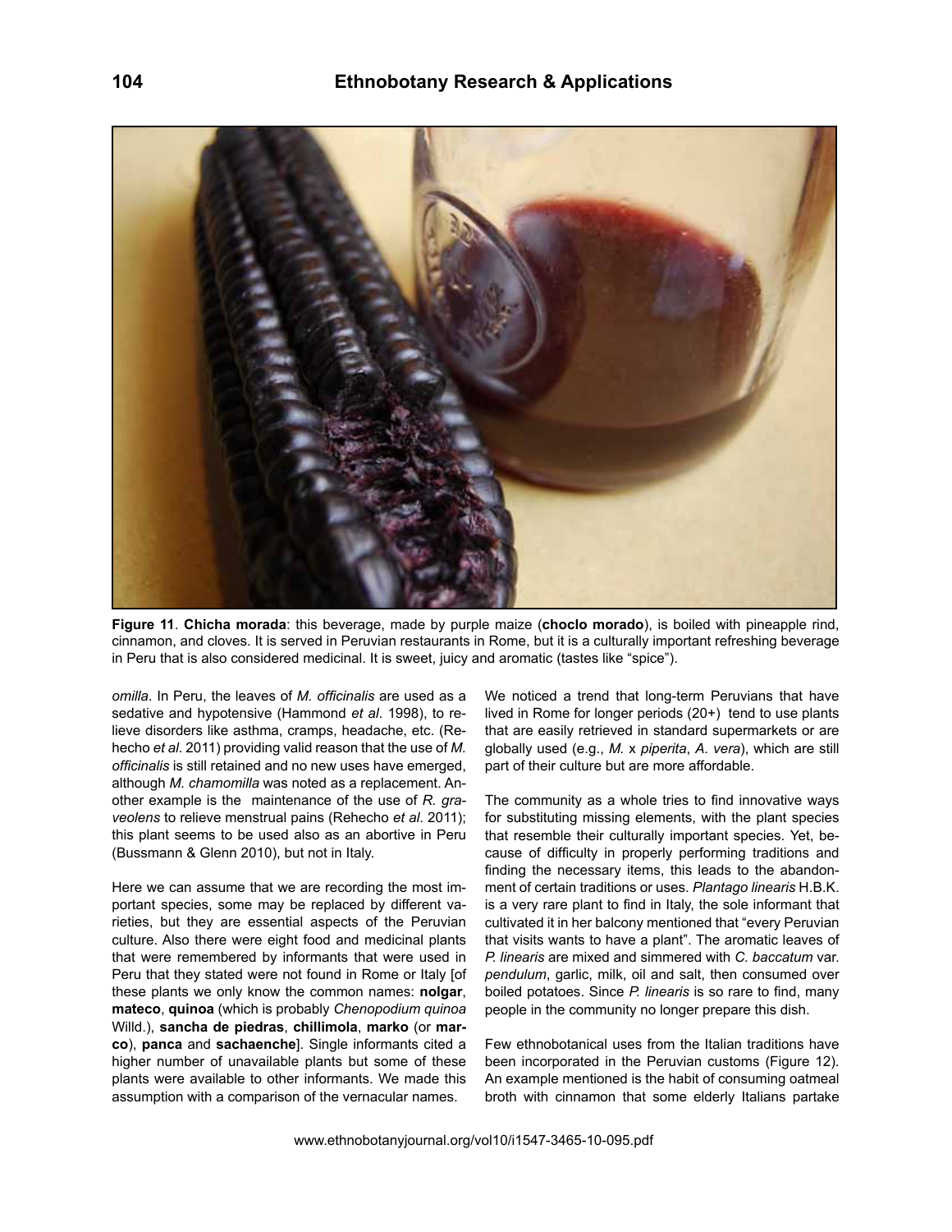**Figure 11**. **Chicha morada**: this beverage, made by purple maize (**choclo morado**), is boiled with pineapple rind, cinnamon, and cloves. It is served in Peruvian restaurants in Rome, but it is a culturally important refreshing beverage in Peru that is also considered medicinal. It is sweet, juicy and aromatic (tastes like "spice").

*omilla*. In Peru, the leaves of *M. officinalis* are used as a sedative and hypotensive (Hammond *et al*. 1998), to relieve disorders like asthma, cramps, headache, etc. (Rehecho *et al*. 2011) providing valid reason that the use of *M. officinalis* is still retained and no new uses have emerged, although *M. chamomilla* was noted as a replacement. Another example is the maintenance of the use of *R. graveolens* to relieve menstrual pains (Rehecho *et al*. 2011); this plant seems to be used also as an abortive in Peru (Bussmann & Glenn 2010), but not in Italy.

Here we can assume that we are recording the most important species, some may be replaced by different varieties, but they are essential aspects of the Peruvian culture. Also there were eight food and medicinal plants that were remembered by informants that were used in Peru that they stated were not found in Rome or Italy [of these plants we only know the common names: **nolgar**, **mateco**, **quinoa** (which is probably *Chenopodium quinoa* Willd.), **sancha de piedras**, **chillimola**, **marko** (or **marco**), **panca** and **sachaenche**]. Single informants cited a higher number of unavailable plants but some of these plants were available to other informants. We made this assumption with a comparison of the vernacular names.

We noticed a trend that long-term Peruvians that have lived in Rome for longer periods (20+) tend to use plants that are easily retrieved in standard supermarkets or are globally used (e.g., *M.* x *piperita*, *A. vera*), which are still part of their culture but are more affordable.

The community as a whole tries to find innovative ways for substituting missing elements, with the plant species that resemble their culturally important species. Yet, because of difficulty in properly performing traditions and finding the necessary items, this leads to the abandonment of certain traditions or uses. *Plantago linearis* H.B.K. is a very rare plant to find in Italy, the sole informant that cultivated it in her balcony mentioned that "every Peruvian that visits wants to have a plant". The aromatic leaves of *P. linearis* are mixed and simmered with *C. baccatum* var. *pendulum*, garlic, milk, oil and salt, then consumed over boiled potatoes. Since *P. linearis* is so rare to find, many people in the community no longer prepare this dish.

Few ethnobotanical uses from the Italian traditions have been incorporated in the Peruvian customs (Figure 12). An example mentioned is the habit of consuming oatmeal broth with cinnamon that some elderly Italians partake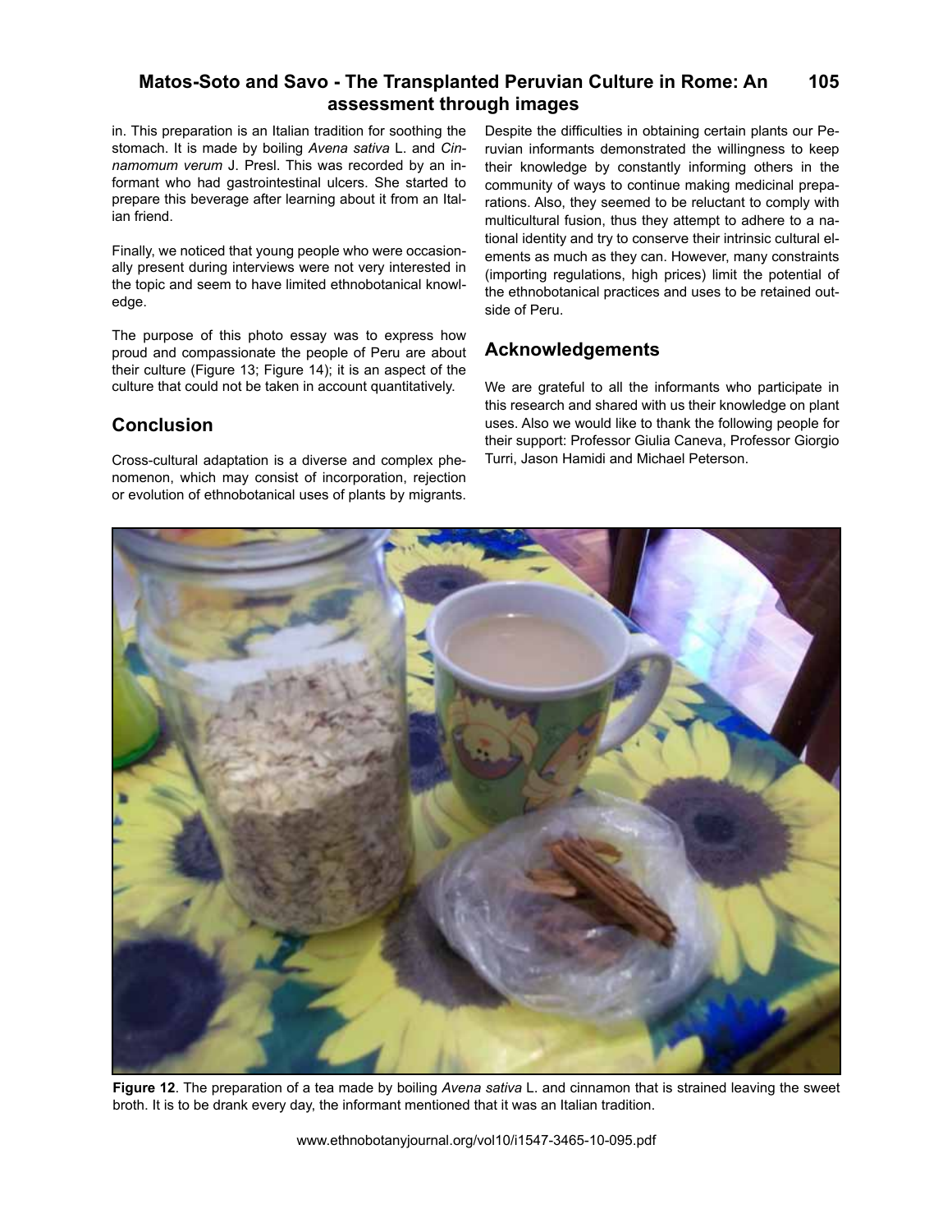in. This preparation is an Italian tradition for soothing the stomach. It is made by boiling *Avena sativa* L. and *Cinnamomum verum* J. Presl. This was recorded by an informant who had gastrointestinal ulcers. She started to prepare this beverage after learning about it from an Italian friend.

Finally, we noticed that young people who were occasionally present during interviews were not very interested in the topic and seem to have limited ethnobotanical knowledge.

The purpose of this photo essay was to express how proud and compassionate the people of Peru are about their culture (Figure 13; Figure 14); it is an aspect of the culture that could not be taken in account quantitatively.

## Conclusion

Cross-cultural adaptation is a diverse and complex phenomenon, which may consist of incorporation, rejection or evolution of ethnobotanical uses of plants by migrants. Despite the difficulties in obtaining certain plants our Peruvian informants demonstrated the willingness to keep their knowledge by constantly informing others in the community of ways to continue making medicinal preparations. Also, they seemed to be reluctant to comply with multicultural fusion, thus they attempt to adhere to a national identity and try to conserve their intrinsic cultural elements as much as they can. However, many constraints (importing regulations, high prices) limit the potential of the ethnobotanical practices and uses to be retained outside of Peru.

## Acknowledgements

We are grateful to all the informants who participate in this research and shared with us their knowledge on plant uses. Also we would like to thank the following people for their support: Professor Giulia Caneva, Professor Giorgio Turri, Jason Hamidi and Michael Peterson.

**Figure 12**. The preparation of a tea made by boiling *Avena sativa* L. and cinnamon that is strained leaving the sweet broth. It is to be drank every day, the informant mentioned that it was an Italian tradition.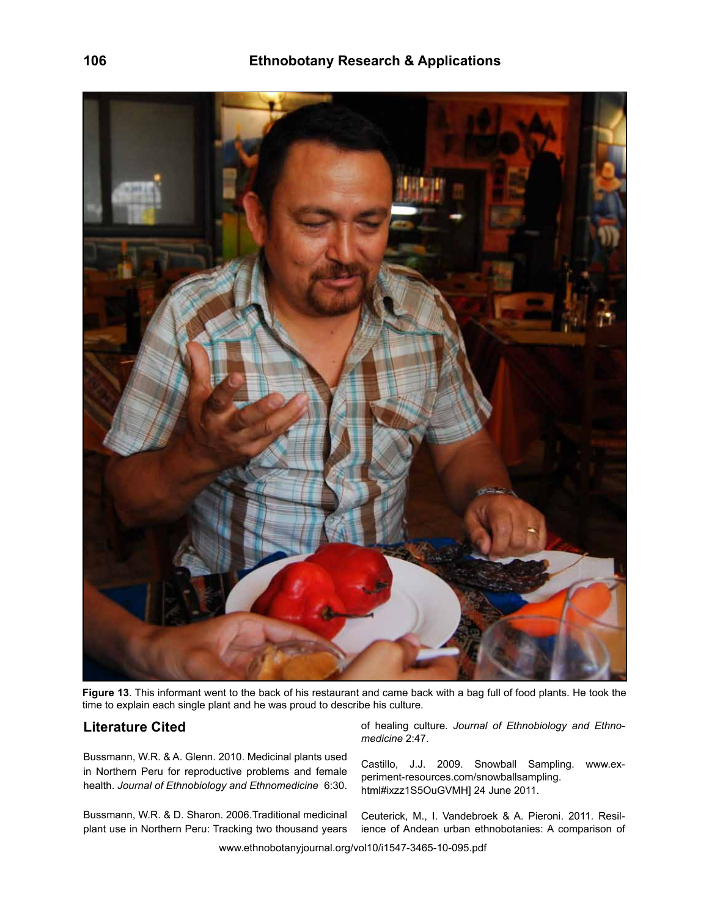**Figure 13**. This informant went to the back of his restaurant and came back with a bag full of food plants. He took the time to explain each single plant and he was proud to describe his culture.

## Literature Cited

Bussmann, W.R. & A. Glenn. 2010. Medicinal plants used in Northern Peru for reproductive problems and female health. *Journal of Ethnobiology and Ethnomedicine* 6:30.

Bussmann, W.R. & D. Sharon. 2006.Traditional medicinal plant use in Northern Peru: Tracking two thousand years of healing culture. *Journal of Ethnobiology and Ethnomedicine* 2:47.

Castillo, J.J. 2009. Snowball Sampling. www.experiment-resources.com/snowballsampling.html#ixzz1S5OuGVMH] 24 June 2011.

Ceuterick, M., I. Vandebroek & A. Pieroni. 2011. Resilience of Andean urban ethnobotanies: A comparison of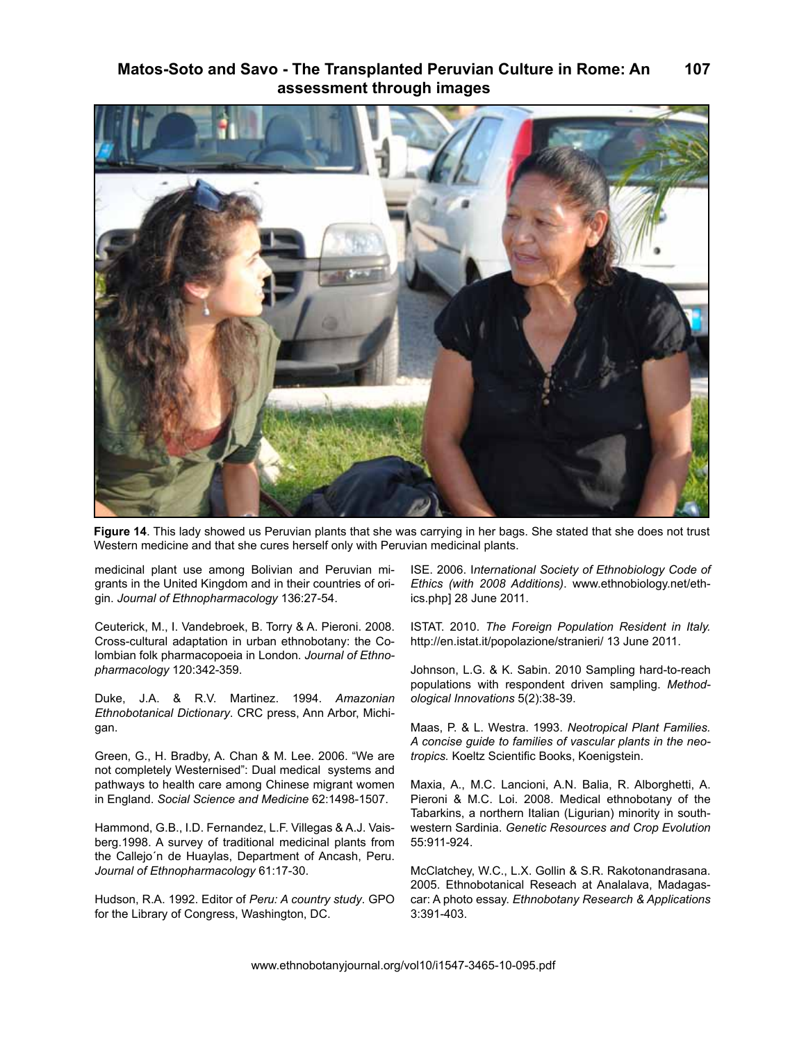**Figure 14**. This lady showed us Peruvian plants that she was carrying in her bags. She stated that she does not trust Western medicine and that she cures herself only with Peruvian medicinal plants.

medicinal plant use among Bolivian and Peruvian migrants in the United Kingdom and in their countries of origin. *Journal of Ethnopharmacology* 136:27-54.

Ceuterick, M., I. Vandebroek, B. Torry & A. Pieroni. 2008. Cross-cultural adaptation in urban ethnobotany: the Colombian folk pharmacopoeia in London. *Journal of Ethnopharmacology* 120:342-359.

Duke, J.A. & R.V. Martinez. 1994. *Amazonian Ethnobotanical Dictionary*. CRC press, Ann Arbor, Michigan.

Green, G., H. Bradby, A. Chan & M. Lee. 2006. "We are not completely Westernised": Dual medical systems and pathways to health care among Chinese migrant women in England. *Social Science and Medicine* 62:1498-1507.

Hammond, G.B., I.D. Fernandez, L.F. Villegas & A.J. Vaisberg.1998. A survey of traditional medicinal plants from the Callejo´n de Huaylas, Department of Ancash, Peru. *Journal of Ethnopharmacology* 61:17-30.

Hudson, R.A. 1992. Editor of *Peru: A country study*. GPO for the Library of Congress, Washington, DC.

ISE. 2006. *International Society of Ethnobiology Code of Ethics (with 2008 Additions)*. www.ethnobiology.net/ethics.php] 28 June 2011.

ISTAT. 2010. *The Foreign Population Resident in Italy.* http://en.istat.it/popolazione/stranieri/ 13 June 2011.

Johnson, L.G. & K. Sabin. 2010 Sampling hard-to-reach populations with respondent driven sampling. *Methodological Innovations* 5(2):38-39.

Maas, P. & L. Westra. 1993. *Neotropical Plant Families. A concise guide to families of vascular plants in the neotropics.* Koeltz Scientific Books, Koenigstein.

Maxia, A., M.C. Lancioni, A.N. Balia, R. Alborghetti, A. Pieroni & M.C. Loi. 2008. Medical ethnobotany of the Tabarkins, a northern Italian (Ligurian) minority in southwestern Sardinia. *Genetic Resources and Crop Evolution* 55:911-924.

McClatchey, W.C., L.X. Gollin & S.R. Rakotonandrasana. 2005. Ethnobotanical Reseach at Analalava, Madagascar: A photo essay. *Ethnobotany Research & Applications* 3:391-403.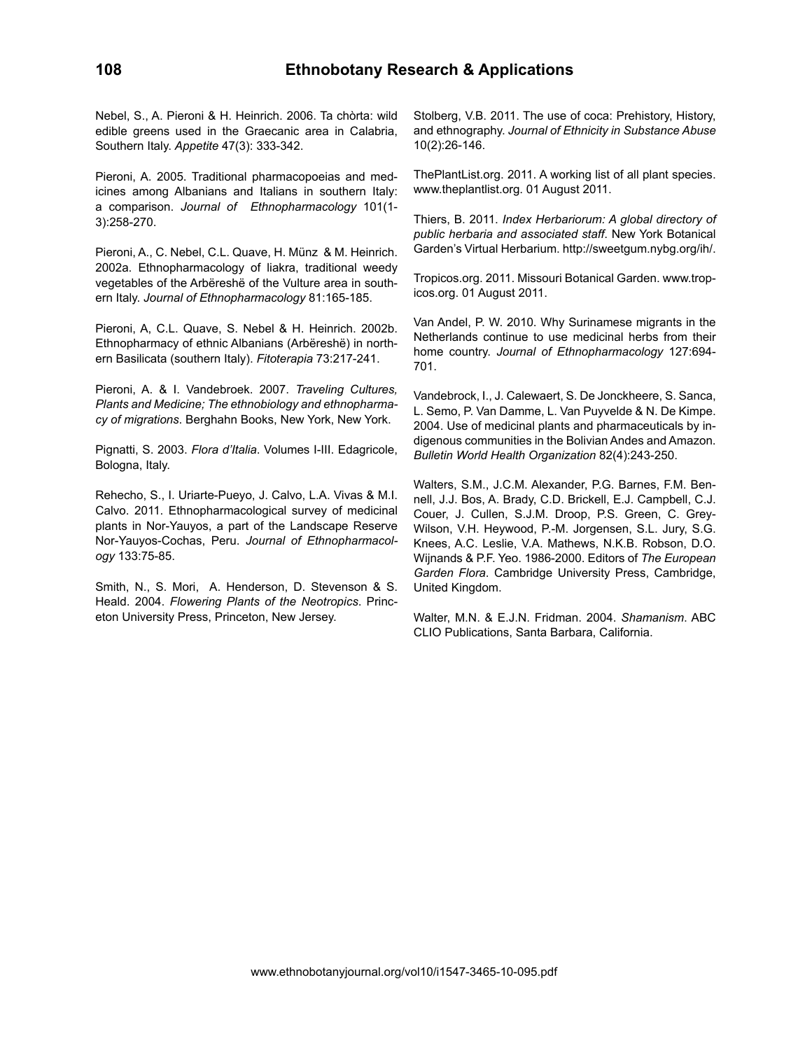Nebel, S., A. Pieroni & H. Heinrich. 2006. Ta chòrta: wild edible greens used in the Graecanic area in Calabria, Southern Italy. *Appetite* 47(3): 333-342.

Pieroni, A. 2005. Traditional pharmacopoeias and medicines among Albanians and Italians in southern Italy: a comparison. *Journal of Ethnopharmacology* 101(1-3):258-270.

Pieroni, A., C. Nebel, C.L. Quave, H. Münz & M. Heinrich. 2002a. Ethnopharmacology of liakra, traditional weedy vegetables of the Arbëreshë of the Vulture area in southern Italy. *Journal of Ethnopharmacology* 81:165-185.

Pieroni, A, C.L. Quave, S. Nebel & H. Heinrich. 2002b. Ethnopharmacy of ethnic Albanians (Arbëreshë) in northern Basilicata (southern Italy). *Fitoterapia* 73:217-241.

Pieroni, A. & I. Vandebroek. 2007. *Traveling Cultures, Plants and Medicine; The ethnobiology and ethnopharmacy of migrations*. Berghahn Books, New York, New York.

Pignatti, S. 2003. *Flora d'Italia*. Volumes I-III. Edagricole, Bologna, Italy.

Rehecho, S., I. Uriarte-Pueyo, J. Calvo, L.A. Vivas & M.I. Calvo. 2011. Ethnopharmacological survey of medicinal plants in Nor-Yauyos, a part of the Landscape Reserve Nor-Yauyos-Cochas, Peru. *Journal of Ethnopharmacology* 133:75-85.

Smith, N., S. Mori, A. Henderson, D. Stevenson & S. Heald. 2004. *Flowering Plants of the Neotropics*. Princeton University Press, Princeton, New Jersey.

Stolberg, V.B. 2011. The use of coca: Prehistory, History, and ethnography. *Journal of Ethnicity in Substance Abuse* 10(2):26-146.

ThePlantList.org. 2011. A working list of all plant species. www.theplantlist.org. 01 August 2011.

Thiers, B. 2011. *Index Herbariorum: A global directory of public herbaria and associated staff*. New York Botanical Garden's Virtual Herbarium. http://sweetgum.nybg.org/ih/.

Tropicos.org. 2011. Missouri Botanical Garden. www.tropicos.org. 01 August 2011.

Van Andel, P. W. 2010. Why Surinamese migrants in the Netherlands continue to use medicinal herbs from their home country. *Journal of Ethnopharmacology* 127:694-701.

Vandebrock, I., J. Calewaert, S. De Jonckheere, S. Sanca, L. Semo, P. Van Damme, L. Van Puyvelde & N. De Kimpe. 2004. Use of medicinal plants and pharmaceuticals by indigenous communities in the Bolivian Andes and Amazon. *Bulletin World Health Organization* 82(4):243-250.

Walters, S.M., J.C.M. Alexander, P.G. Barnes, F.M. Bennell, J.J. Bos, A. Brady, C.D. Brickell, E.J. Campbell, C.J. Couer, J. Cullen, S.J.M. Droop, P.S. Green, C. Grey-Wilson, V.H. Heywood, P.-M. Jorgensen, S.L. Jury, S.G. Knees, A.C. Leslie, V.A. Mathews, N.K.B. Robson, D.O. Wijnands & P.F. Yeo. 1986-2000. Editors of *The European Garden Flora*. Cambridge University Press, Cambridge, United Kingdom.

Walter, M.N. & E.J.N. Fridman. 2004. *Shamanism*. ABC CLIO Publications, Santa Barbara, California.